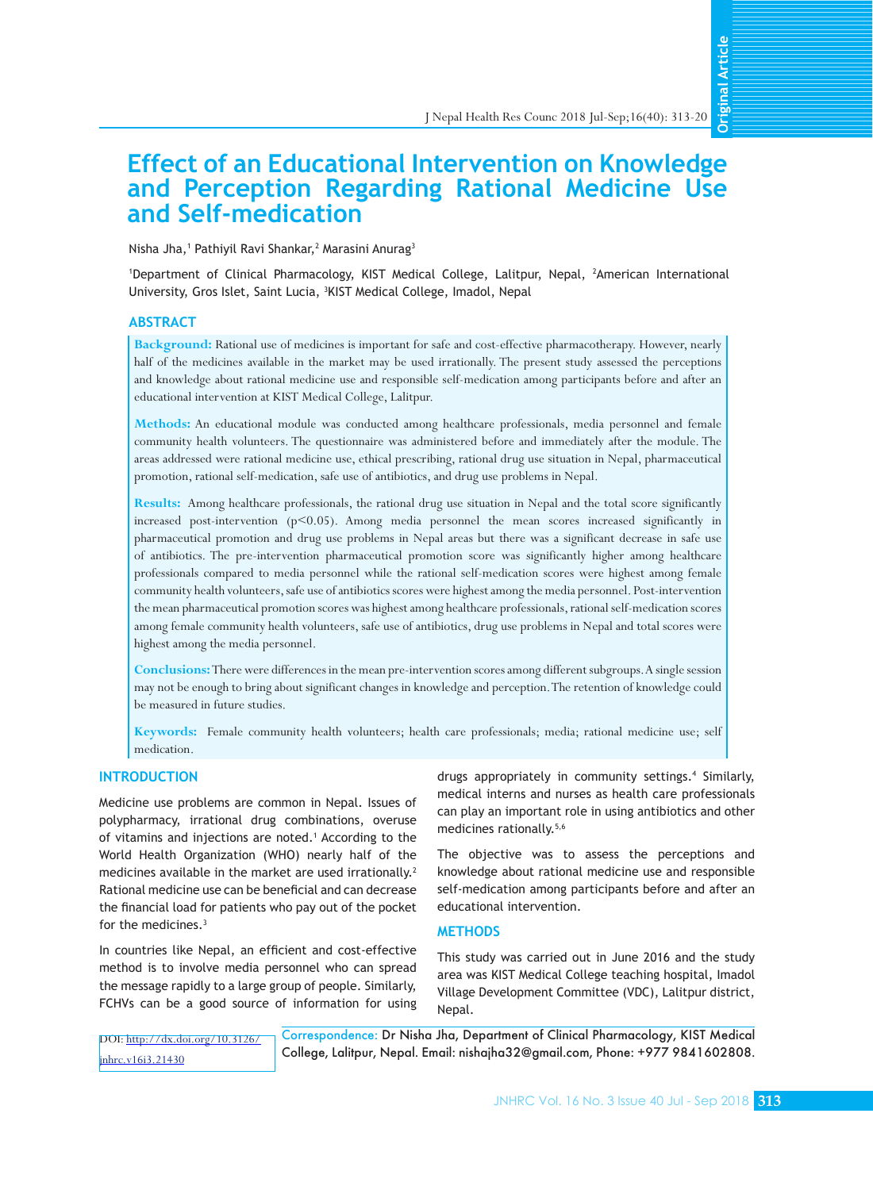# Effect of an Educational Intervention on Knowledge and Perception Regarding Rational Medicine Use and Self-medication

Nisha Jha,[1] Pathiyil Ravi Shankar,[2] Marasini Anurag[3]

[1]Department of Clinical Pharmacology, KIST Medical College, Lalitpur, Nepal, [2]American International University, Gros Islet, Saint Lucia, [3]KIST Medical College, Imadol, Nepal

## ABSTRACT

**Background:** Rational use of medicines is important for safe and cost-effective pharmacotherapy. However, nearly half of the medicines available in the market may be used irrationally. The present study assessed the perceptions and knowledge about rational medicine use and responsible self-medication among participants before and after an educational intervention at KIST Medical College, Lalitpur.

**Methods:** An educational module was conducted among healthcare professionals, media personnel and female community health volunteers. The questionnaire was administered before and immediately after the module. The areas addressed were rational medicine use, ethical prescribing, rational drug use situation in Nepal, pharmaceutical promotion, rational self-medication, safe use of antibiotics, and drug use problems in Nepal.

**Results:** Among healthcare professionals, the rational drug use situation in Nepal and the total score significantly increased post-intervention ($p<0.05$). Among media personnel the mean scores increased significantly in pharmaceutical promotion and drug use problems in Nepal areas but there was a significant decrease in safe use of antibiotics. The pre-intervention pharmaceutical promotion score was significantly higher among healthcare professionals compared to media personnel while the rational self-medication scores were highest among female community health volunteers, safe use of antibiotics scores were highest among the media personnel. Post-intervention the mean pharmaceutical promotion scores was highest among healthcare professionals, rational self-medication scores among female community health volunteers, safe use of antibiotics, drug use problems in Nepal and total scores were highest among the media personnel.

**Conclusions:** There were differences in the mean pre-intervention scores among different subgroups. A single session may not be enough to bring about significant changes in knowledge and perception. The retention of knowledge could be measured in future studies.

**Keywords:** Female community health volunteers; health care professionals; media; rational medicine use; self medication.

## INTRODUCTION

Medicine use problems are common in Nepal. Issues of polypharmacy, irrational drug combinations, overuse of vitamins and injections are noted.[1] According to the World Health Organization (WHO) nearly half of the medicines available in the market are used irrationally.[2] Rational medicine use can be beneficial and can decrease the financial load for patients who pay out of the pocket for the medicines.[3]

In countries like Nepal, an efficient and cost-effective method is to involve media personnel who can spread the message rapidly to a large group of people. Similarly, FCHVs can be a good source of information for using drugs appropriately in community settings.[4] Similarly, medical interns and nurses as health care professionals can play an important role in using antibiotics and other medicines rationally.[5,6]

The objective was to assess the perceptions and knowledge about rational medicine use and responsible self-medication among participants before and after an educational intervention.

## METHODS

This study was carried out in June 2016 and the study area was KIST Medical College teaching hospital, Imadol Village Development Committee (VDC), Lalitpur district, Nepal.

DOI: http://dx.doi.org/10.31126/jnhrc.v16i3.21430

Correspondence: Dr Nisha Jha, Department of Clinical Pharmacology, KIST Medical College, Lalitpur, Nepal. Email: nishajha32@gmail.com, Phone: +977 9841602808.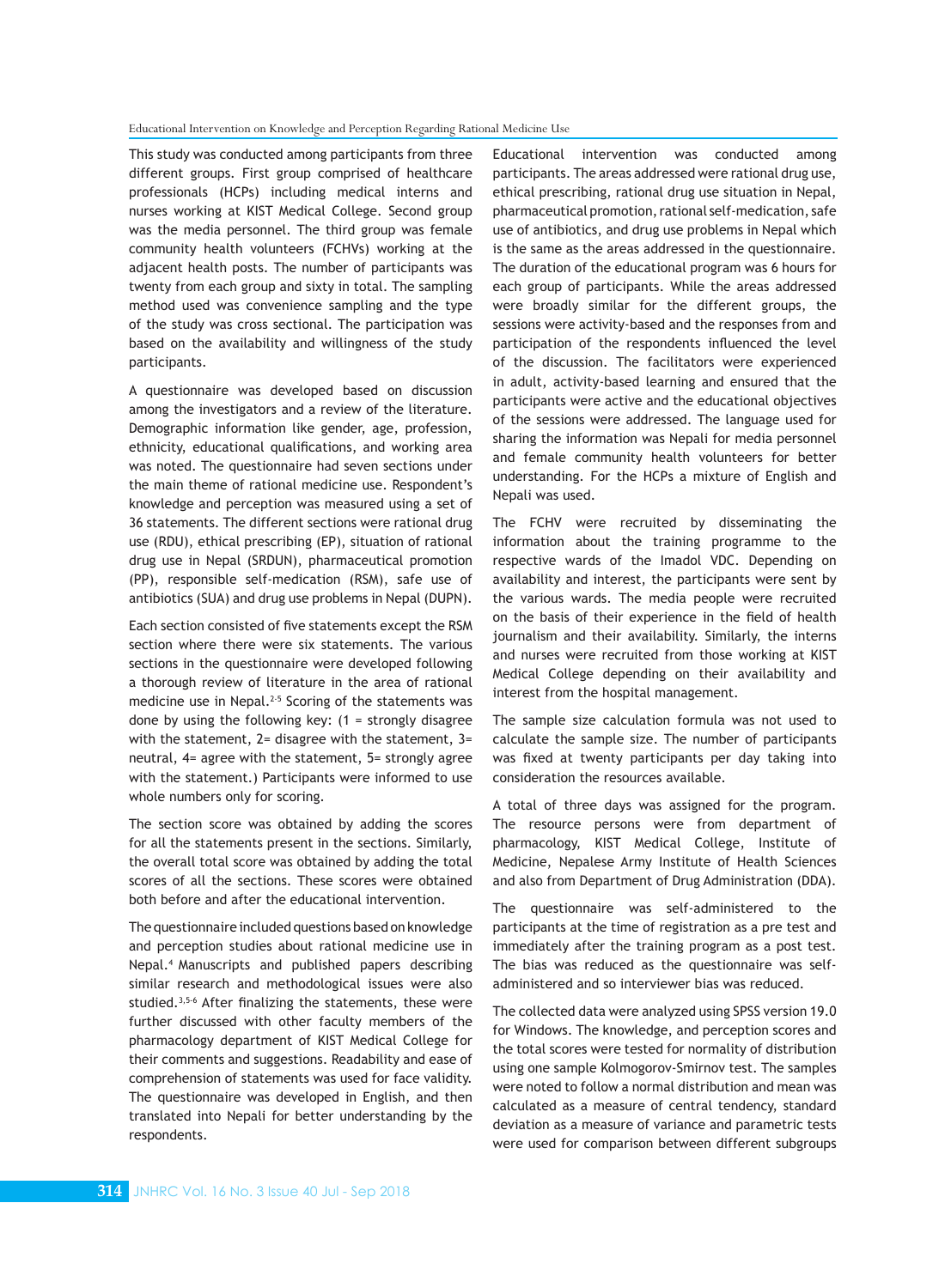This study was conducted among participants from three different groups. First group comprised of healthcare professionals (HCPs) including medical interns and nurses working at KIST Medical College. Second group was the media personnel. The third group was female community health volunteers (FCHVs) working at the adjacent health posts. The number of participants was twenty from each group and sixty in total. The sampling method used was convenience sampling and the type of the study was cross sectional. The participation was based on the availability and willingness of the study participants.

A questionnaire was developed based on discussion among the investigators and a review of the literature. Demographic information like gender, age, profession, ethnicity, educational qualifications, and working area was noted. The questionnaire had seven sections under the main theme of rational medicine use. Respondent's knowledge and perception was measured using a set of 36 statements. The different sections were rational drug use (RDU), ethical prescribing (EP), situation of rational drug use in Nepal (SRDUN), pharmaceutical promotion (PP), responsible self-medication (RSM), safe use of antibiotics (SUA) and drug use problems in Nepal (DUPN).

Each section consisted of five statements except the RSM section where there were six statements. The various sections in the questionnaire were developed following a thorough review of literature in the area of rational medicine use in Nepal.[2-5] Scoring of the statements was done by using the following key: (1 = strongly disagree with the statement, 2= disagree with the statement, 3= neutral, 4= agree with the statement, 5= strongly agree with the statement.) Participants were informed to use whole numbers only for scoring.

The section score was obtained by adding the scores for all the statements present in the sections. Similarly, the overall total score was obtained by adding the total scores of all the sections. These scores were obtained both before and after the educational intervention.

The questionnaire included questions based on knowledge and perception studies about rational medicine use in Nepal.[4] Manuscripts and published papers describing similar research and methodological issues were also studied.[3,5-6] After finalizing the statements, these were further discussed with other faculty members of the pharmacology department of KIST Medical College for their comments and suggestions. Readability and ease of comprehension of statements was used for face validity. The questionnaire was developed in English, and then translated into Nepali for better understanding by the respondents.

Educational intervention was conducted among participants. The areas addressed were rational drug use, ethical prescribing, rational drug use situation in Nepal, pharmaceutical promotion, rational self-medication, safe use of antibiotics, and drug use problems in Nepal which is the same as the areas addressed in the questionnaire. The duration of the educational program was 6 hours for each group of participants. While the areas addressed were broadly similar for the different groups, the sessions were activity-based and the responses from and participation of the respondents influenced the level of the discussion. The facilitators were experienced in adult, activity-based learning and ensured that the participants were active and the educational objectives of the sessions were addressed. The language used for sharing the information was Nepali for media personnel and female community health volunteers for better understanding. For the HCPs a mixture of English and Nepali was used.

The FCHV were recruited by disseminating the information about the training programme to the respective wards of the Imadol VDC. Depending on availability and interest, the participants were sent by the various wards. The media people were recruited on the basis of their experience in the field of health journalism and their availability. Similarly, the interns and nurses were recruited from those working at KIST Medical College depending on their availability and interest from the hospital management.

The sample size calculation formula was not used to calculate the sample size. The number of participants was fixed at twenty participants per day taking into consideration the resources available.

A total of three days was assigned for the program. The resource persons were from department of pharmacology, KIST Medical College, Institute of Medicine, Nepalese Army Institute of Health Sciences and also from Department of Drug Administration (DDA).

The questionnaire was self-administered to the participants at the time of registration as a pre test and immediately after the training program as a post test. The bias was reduced as the questionnaire was self-administered and so interviewer bias was reduced.

The collected data were analyzed using SPSS version 19.0 for Windows. The knowledge, and perception scores and the total scores were tested for normality of distribution using one sample Kolmogorov-Smirnov test. The samples were noted to follow a normal distribution and mean was calculated as a measure of central tendency, standard deviation as a measure of variance and parametric tests were used for comparison between different subgroups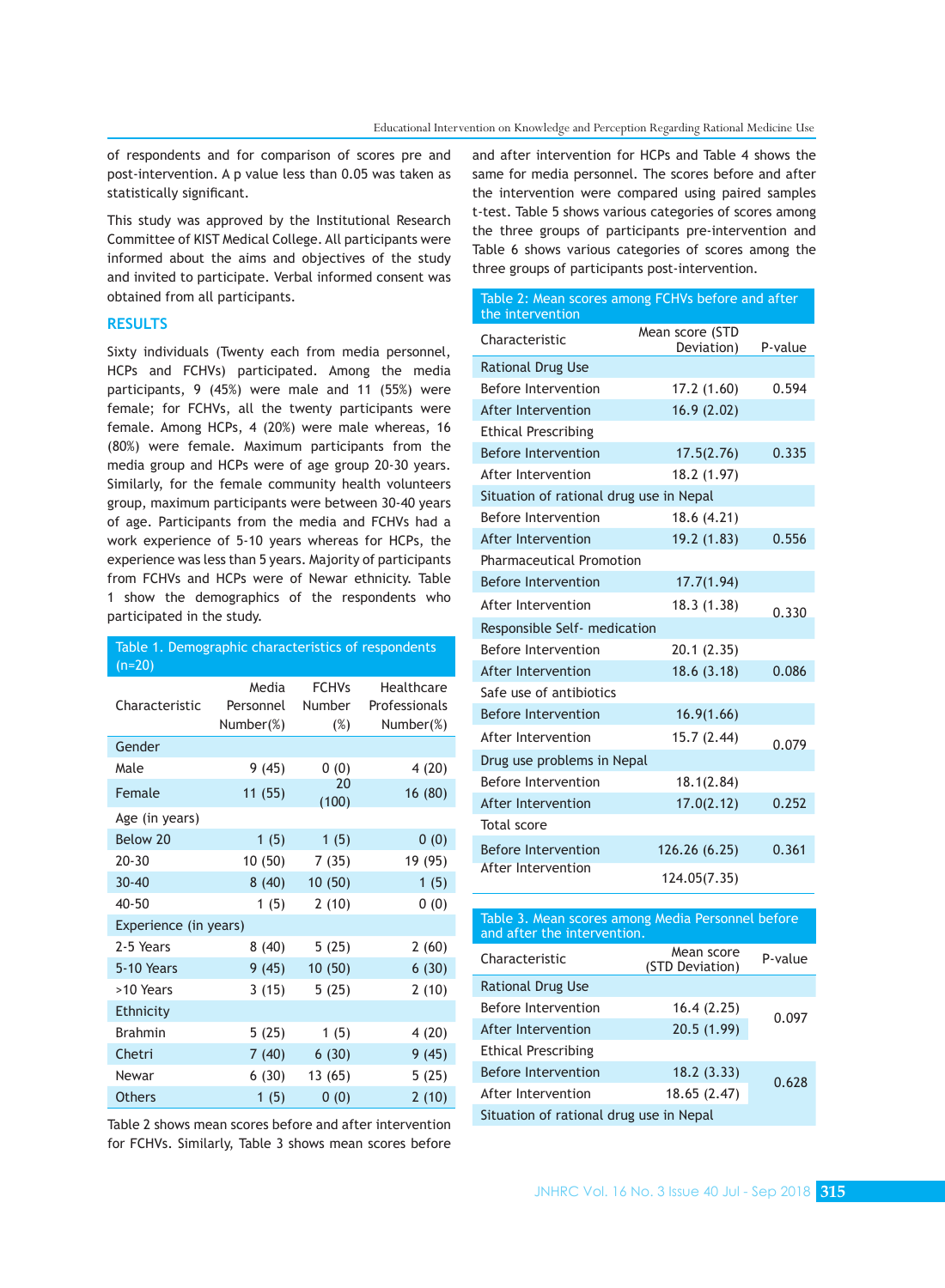of respondents and for comparison of scores pre and post-intervention. A p value less than 0.05 was taken as statistically significant.

This study was approved by the Institutional Research Committee of KIST Medical College. All participants were informed about the aims and objectives of the study and invited to participate. Verbal informed consent was obtained from all participants.

## RESULTS

Sixty individuals (Twenty each from media personnel, HCPs and FCHVs) participated. Among the media participants, 9 (45%) were male and 11 (55%) were female; for FCHVs, all the twenty participants were female. Among HCPs, 4 (20%) were male whereas, 16 (80%) were female. Maximum participants from the media group and HCPs were of age group 20-30 years. Similarly, for the female community health volunteers group, maximum participants were between 30-40 years of age. Participants from the media and FCHVs had a work experience of 5-10 years whereas for HCPs, the experience was less than 5 years. Majority of participants from FCHVs and HCPs were of Newar ethnicity. Table 1 show the demographics of the respondents who participated in the study.

Table 1. Demographic characteristics of respondents (n=20)

| Characteristic | Media Personnel Number(%) | FCHVs Number (%) | Healthcare Professionals Number(%) |
|---|---|---|---|
| Gender | | | |
| Male | 9 (45) | 0 (0) | 4 (20) |
| Female | 11 (55) | 20 (100) | 16 (80) |
| Age (in years) | | | |
| Below 20 | 1 (5) | 1 (5) | 0 (0) |
| 20-30 | 10 (50) | 7 (35) | 19 (95) |
| 30-40 | 8 (40) | 10 (50) | 1 (5) |
| 40-50 | 1 (5) | 2 (10) | 0 (0) |
| Experience (in years) | | | |
| 2-5 Years | 8 (40) | 5 (25) | 2 (60) |
| 5-10 Years | 9 (45) | 10 (50) | 6 (30) |
| >10 Years | 3 (15) | 5 (25) | 2 (10) |
| Ethnicity | | | |
| Brahmin | 5 (25) | 1 (5) | 4 (20) |
| Chetri | 7 (40) | 6 (30) | 9 (45) |
| Newar | 6 (30) | 13 (65) | 5 (25) |
| Others | 1 (5) | 0 (0) | 2 (10) |

Table 2 shows mean scores before and after intervention for FCHVs. Similarly, Table 3 shows mean scores before and after intervention for HCPs and Table 4 shows the same for media personnel. The scores before and after the intervention were compared using paired samples t-test. Table 5 shows various categories of scores among the three groups of participants pre-intervention and Table 6 shows various categories of scores among the three groups of participants post-intervention.

Table 2: Mean scores among FCHVs before and after the intervention

| Characteristic | Mean score (STD Deviation) | P-value |
|---|---|---|
| Rational Drug Use | | |
| Before Intervention | 17.2 (1.60) | 0.594 |
| After Intervention | 16.9 (2.02) | |
| Ethical Prescribing | | |
| Before Intervention | 17.5(2.76) | 0.335 |
| After Intervention | 18.2 (1.97) | |
| Situation of rational drug use in Nepal | | |
| Before Intervention | 18.6 (4.21) | |
| After Intervention | 19.2 (1.83) | 0.556 |
| Pharmaceutical Promotion | | |
| Before Intervention | 17.7(1.94) | |
| After Intervention | 18.3 (1.38) | 0.330 |
| Responsible Self- medication | | |
| Before Intervention | 20.1 (2.35) | |
| After Intervention | 18.6 (3.18) | 0.086 |
| Safe use of antibiotics | | |
| Before Intervention | 16.9(1.66) | |
| After Intervention | 15.7 (2.44) | 0.079 |
| Drug use problems in Nepal | | |
| Before Intervention | 18.1(2.84) | |
| After Intervention | 17.0(2.12) | 0.252 |
| Total score | | |
| Before Intervention | 126.26 (6.25) | 0.361 |
| After Intervention | 124.05(7.35) | |

Table 3. Mean scores among Media Personnel before and after the intervention.

| Characteristic | Mean score (STD Deviation) | P-value |
|---|---|---|
| Rational Drug Use | | |
| Before Intervention | 16.4 (2.25) | 0.097 |
| After Intervention | 20.5 (1.99) | |
| Ethical Prescribing | | |
| Before Intervention | 18.2 (3.33) | 0.628 |
| After Intervention | 18.65 (2.47) | |
| Situation of rational drug use in Nepal | | |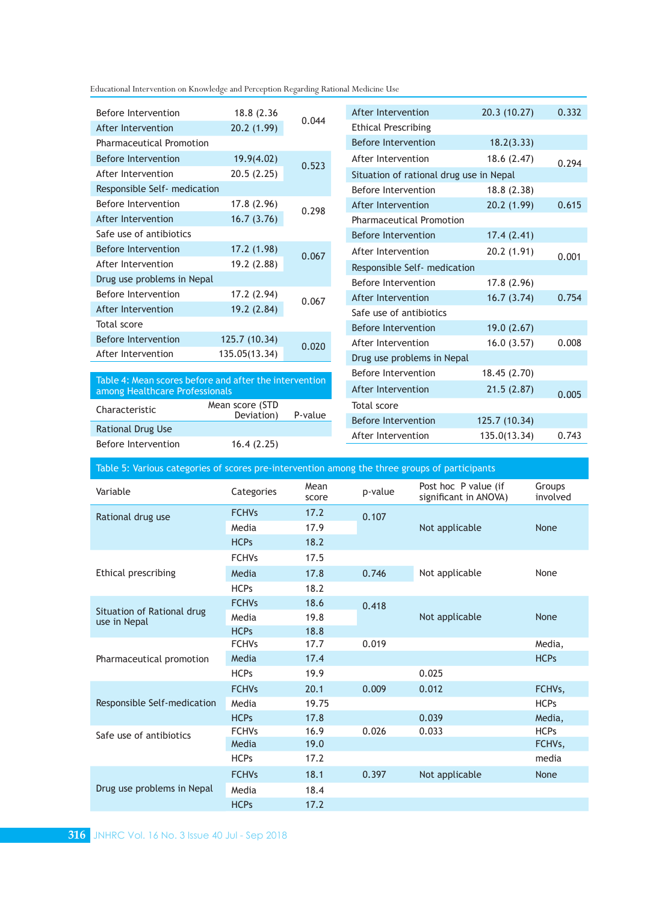| | | |
|---|---|---|
| Before Intervention | 18.8 (2.36 | 0.044 |
| After Intervention | 20.2 (1.99) | |
| Pharmaceutical Promotion | | |
| Before Intervention | 19.9(4.02) | 0.523 |
| After Intervention | 20.5 (2.25) | |
| Responsible Self- medication | | |
| Before Intervention | 17.8 (2.96) | 0.298 |
| After Intervention | 16.7 (3.76) | |
| Safe use of antibiotics | | |
| Before Intervention | 17.2 (1.98) | 0.067 |
| After Intervention | 19.2 (2.88) | |
| Drug use problems in Nepal | | |
| Before Intervention | 17.2 (2.94) | 0.067 |
| After Intervention | 19.2 (2.84) | |
| Total score | | |
| Before Intervention | 125.7 (10.34) | 0.020 |
| After Intervention | 135.05(13.34) | |

Table 4: Mean scores before and after the intervention among Healthcare Professionals

| Characteristic | Mean score (STD Deviation) | P-value |
|---|---|---|
| Rational Drug Use | | |
| Before Intervention | 16.4 (2.25) | |
| After Intervention | 20.3 (10.27) | 0.332 |
| Ethical Prescribing | | |
| Before Intervention | 18.2(3.33) | 0.294 |
| After Intervention | 18.6 (2.47) | |
| Situation of rational drug use in Nepal | | |
| Before Intervention | 18.8 (2.38) | |
| After Intervention | 20.2 (1.99) | 0.615 |
| Pharmaceutical Promotion | | |
| Before Intervention | 17.4 (2.41) | 0.001 |
| After Intervention | 20.2 (1.91) | |
| Responsible Self- medication | | |
| Before Intervention | 17.8 (2.96) | |
| After Intervention | 16.7 (3.74) | 0.754 |
| Safe use of antibiotics | | |
| Before Intervention | 19.0 (2.67) | |
| After Intervention | 16.0 (3.57) | 0.008 |
| Drug use problems in Nepal | | |
| Before Intervention | 18.45 (2.70) | 0.005 |
| After Intervention | 21.5 (2.87) | |
| Total score | | |
| Before Intervention | 125.7 (10.34) | |
| After Intervention | 135.0(13.34) | 0.743 |

Table 5: Various categories of scores pre-intervention among the three groups of participants

| Variable | Categories | Mean score | p-value | Post hoc P value (if significant in ANOVA) | Groups involved |
|---|---|---|---|---|---|
| Rational drug use | FCHVs | 17.2 | 0.107 | Not applicable | None |
| | Media | 17.9 | | | |
| | HCPs | 18.2 | | | |
| Ethical prescribing | FCHVs | 17.5 | 0.746 | Not applicable | None |
| | Media | 17.8 | | | |
| | HCPs | 18.2 | | | |
| Situation of Rational drug use in Nepal | FCHVs | 18.6 | 0.418 | Not applicable | None |
| | Media | 19.8 | | | |
| | HCPs | 18.8 | | | |
| Pharmaceutical promotion | FCHVs | 17.7 | 0.019 | | Media, |
| | Media | 17.4 | | | HCPs |
| | HCPs | 19.9 | | 0.025 | |
| Responsible Self-medication | FCHVs | 20.1 | 0.009 | 0.012 | FCHVs, |
| | Media | 19.75 | | | HCPs |
| | HCPs | 17.8 | | 0.039 | Media, |
| Safe use of antibiotics | FCHVs | 16.9 | 0.026 | 0.033 | HCPs |
| | Media | 19.0 | | | FCHVs, |
| | HCPs | 17.2 | | | media |
| Drug use problems in Nepal | FCHVs | 18.1 | 0.397 | Not applicable | None |
| | Media | 18.4 | | | |
| | HCPs | 17.2 | | | |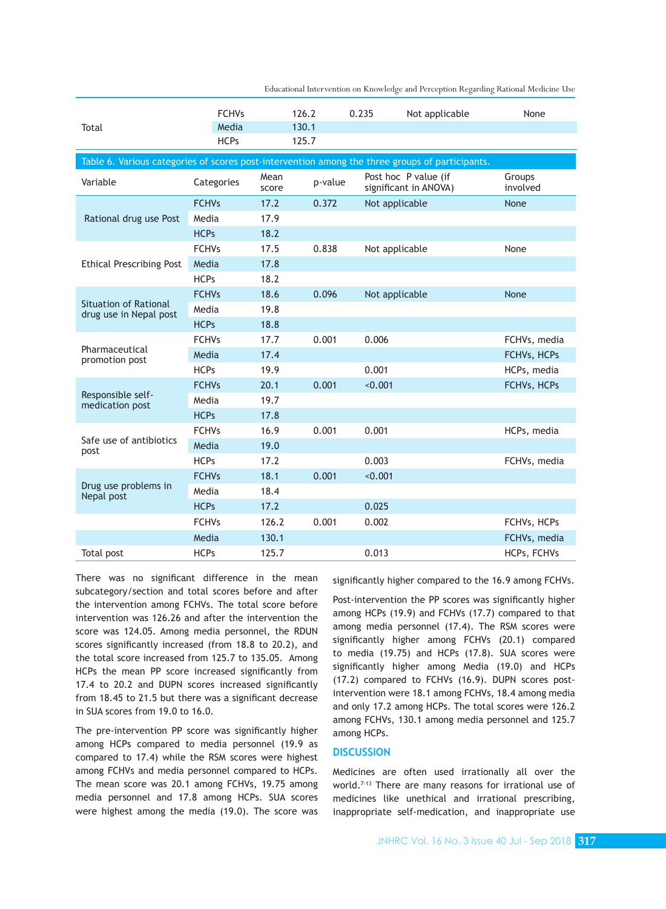| | | | | | |
|---|---|---|---|---|---|
| Total | FCHVs | 126.2 | 0.235 | Not applicable | None |
| | Media | 130.1 | | | |
| | HCPs | 125.7 | | | |

Table 6. Various categories of scores post-intervention among the three groups of participants.

| Variable | Categories | Mean score | p-value | Post hoc P value (if significant in ANOVA) | Groups involved |
|---|---|---|---|---|---|
| Rational drug use Post | FCHVs | 17.2 | 0.372 | Not applicable | None |
| | Media | 17.9 | | | |
| | HCPs | 18.2 | | | |
| Ethical Prescribing Post | FCHVs | 17.5 | 0.838 | Not applicable | None |
| | Media | 17.8 | | | |
| | HCPs | 18.2 | | | |
| Situation of Rational drug use in Nepal post | FCHVs | 18.6 | 0.096 | Not applicable | None |
| | Media | 19.8 | | | |
| | HCPs | 18.8 | | | |
| Pharmaceutical promotion post | FCHVs | 17.7 | 0.001 | 0.006 | FCHVs, media |
| | Media | 17.4 | | | FCHVs, HCPs |
| | HCPs | 19.9 | | 0.001 | HCPs, media |
| Responsible self-medication post | FCHVs | 20.1 | 0.001 | <0.001 | FCHVs, HCPs |
| | Media | 19.7 | | | |
| | HCPs | 17.8 | | | |
| Safe use of antibiotics post | FCHVs | 16.9 | 0.001 | 0.001 | HCPs, media |
| | Media | 19.0 | | | |
| | HCPs | 17.2 | | 0.003 | FCHVs, media |
| Drug use problems in Nepal post | FCHVs | 18.1 | 0.001 | <0.001 | |
| | Media | 18.4 | | | |
| | HCPs | 17.2 | | 0.025 | |
| Total post | FCHVs | 126.2 | 0.001 | 0.002 | FCHVs, HCPs |
| | Media | 130.1 | | | FCHVs, media |
| | HCPs | 125.7 | | 0.013 | HCPs, FCHVs |

There was no significant difference in the mean subcategory/section and total scores before and after the intervention among FCHVs. The total score before intervention was 126.26 and after the intervention the score was 124.05. Among media personnel, the RDUN scores significantly increased (from 18.8 to 20.2), and the total score increased from 125.7 to 135.05. Among HCPs the mean PP score increased significantly from 17.4 to 20.2 and DUPN scores increased significantly from 18.45 to 21.5 but there was a significant decrease in SUA scores from 19.0 to 16.0.

The pre-intervention PP score was significantly higher among HCPs compared to media personnel (19.9 as compared to 17.4) while the RSM scores were highest among FCHVs and media personnel compared to HCPs. The mean score was 20.1 among FCHVs, 19.75 among media personnel and 17.8 among HCPs. SUA scores were highest among the media (19.0). The score was significantly higher compared to the 16.9 among FCHVs.

Post-intervention the PP scores was significantly higher among HCPs (19.9) and FCHVs (17.7) compared to that among media personnel (17.4). The RSM scores were significantly higher among FCHVs (20.1) compared to media (19.75) and HCPs (17.8). SUA scores were significantly higher among Media (19.0) and HCPs (17.2) compared to FCHVs (16.9). DUPN scores post-intervention were 18.1 among FCHVs, 18.4 among media and only 17.2 among HCPs. The total scores were 126.2 among FCHVs, 130.1 among media personnel and 125.7 among HCPs.

## DISCUSSION

Medicines are often used irrationally all over the world.[7-13] There are many reasons for irrational use of medicines like unethical and irrational prescribing, inappropriate self-medication, and inappropriate use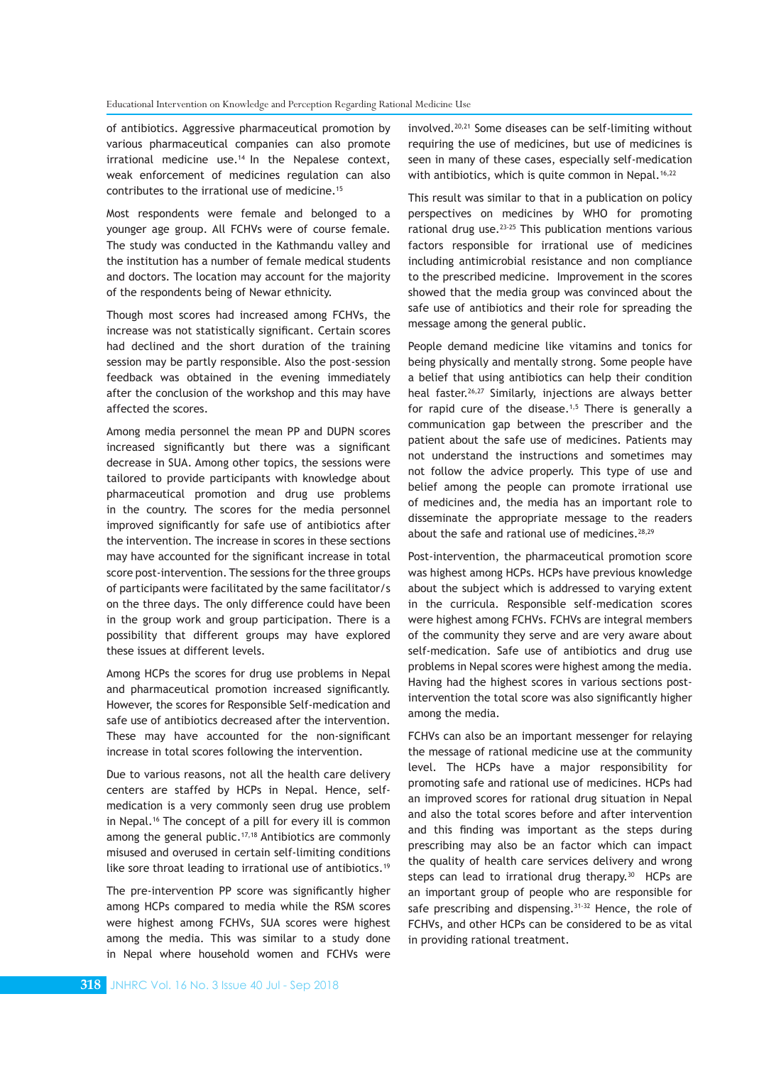of antibiotics. Aggressive pharmaceutical promotion by various pharmaceutical companies can also promote irrational medicine use.[14] In the Nepalese context, weak enforcement of medicines regulation can also contributes to the irrational use of medicine.[15]

Most respondents were female and belonged to a younger age group. All FCHVs were of course female. The study was conducted in the Kathmandu valley and the institution has a number of female medical students and doctors. The location may account for the majority of the respondents being of Newar ethnicity.

Though most scores had increased among FCHVs, the increase was not statistically significant. Certain scores had declined and the short duration of the training session may be partly responsible. Also the post-session feedback was obtained in the evening immediately after the conclusion of the workshop and this may have affected the scores.

Among media personnel the mean PP and DUPN scores increased significantly but there was a significant decrease in SUA. Among other topics, the sessions were tailored to provide participants with knowledge about pharmaceutical promotion and drug use problems in the country. The scores for the media personnel improved significantly for safe use of antibiotics after the intervention. The increase in scores in these sections may have accounted for the significant increase in total score post-intervention. The sessions for the three groups of participants were facilitated by the same facilitator/s on the three days. The only difference could have been in the group work and group participation. There is a possibility that different groups may have explored these issues at different levels.

Among HCPs the scores for drug use problems in Nepal and pharmaceutical promotion increased significantly. However, the scores for Responsible Self-medication and safe use of antibiotics decreased after the intervention. These may have accounted for the non-significant increase in total scores following the intervention.

Due to various reasons, not all the health care delivery centers are staffed by HCPs in Nepal. Hence, self-medication is a very commonly seen drug use problem in Nepal.[16] The concept of a pill for every ill is common among the general public.[17,18] Antibiotics are commonly misused and overused in certain self-limiting conditions like sore throat leading to irrational use of antibiotics.[19]

The pre-intervention PP score was significantly higher among HCPs compared to media while the RSM scores were highest among FCHVs, SUA scores were highest among the media. This was similar to a study done in Nepal where household women and FCHVs were involved.[20,21] Some diseases can be self-limiting without requiring the use of medicines, but use of medicines is seen in many of these cases, especially self-medication with antibiotics, which is quite common in Nepal.[16,22]

This result was similar to that in a publication on policy perspectives on medicines by WHO for promoting rational drug use.[23-25] This publication mentions various factors responsible for irrational use of medicines including antimicrobial resistance and non compliance to the prescribed medicine. Improvement in the scores showed that the media group was convinced about the safe use of antibiotics and their role for spreading the message among the general public.

People demand medicine like vitamins and tonics for being physically and mentally strong. Some people have a belief that using antibiotics can help their condition heal faster.[26,27] Similarly, injections are always better for rapid cure of the disease.[1,5] There is generally a communication gap between the prescriber and the patient about the safe use of medicines. Patients may not understand the instructions and sometimes may not follow the advice properly. This type of use and belief among the people can promote irrational use of medicines and, the media has an important role to disseminate the appropriate message to the readers about the safe and rational use of medicines.[28,29]

Post-intervention, the pharmaceutical promotion score was highest among HCPs. HCPs have previous knowledge about the subject which is addressed to varying extent in the curricula. Responsible self-medication scores were highest among FCHVs. FCHVs are integral members of the community they serve and are very aware about self-medication. Safe use of antibiotics and drug use problems in Nepal scores were highest among the media. Having had the highest scores in various sections post-intervention the total score was also significantly higher among the media.

FCHVs can also be an important messenger for relaying the message of rational medicine use at the community level. The HCPs have a major responsibility for promoting safe and rational use of medicines. HCPs had an improved scores for rational drug situation in Nepal and also the total scores before and after intervention and this finding was important as the steps during prescribing may also be an factor which can impact the quality of health care services delivery and wrong steps can lead to irrational drug therapy.[30] HCPs are an important group of people who are responsible for safe prescribing and dispensing.[31-32] Hence, the role of FCHVs, and other HCPs can be considered to be as vital in providing rational treatment.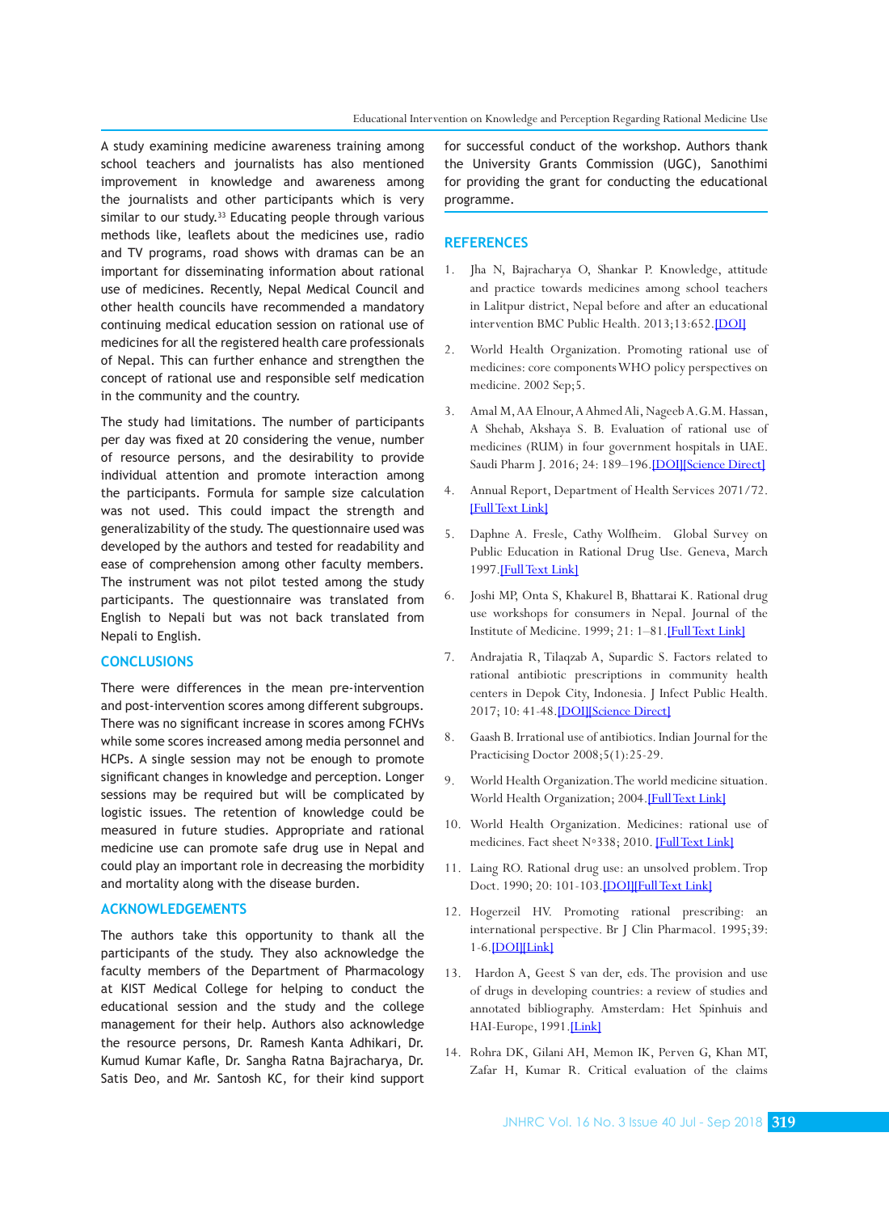A study examining medicine awareness training among school teachers and journalists has also mentioned improvement in knowledge and awareness among the journalists and other participants which is very similar to our study.[33] Educating people through various methods like, leaflets about the medicines use, radio and TV programs, road shows with dramas can be an important for disseminating information about rational use of medicines. Recently, Nepal Medical Council and other health councils have recommended a mandatory continuing medical education session on rational use of medicines for all the registered health care professionals of Nepal. This can further enhance and strengthen the concept of rational use and responsible self medication in the community and the country.

The study had limitations. The number of participants per day was fixed at 20 considering the venue, number of resource persons, and the desirability to provide individual attention and promote interaction among the participants. Formula for sample size calculation was not used. This could impact the strength and generalizability of the study. The questionnaire used was developed by the authors and tested for readability and ease of comprehension among other faculty members. The instrument was not pilot tested among the study participants. The questionnaire was translated from English to Nepali but was not back translated from Nepali to English.

## CONCLUSIONS

There were differences in the mean pre-intervention and post-intervention scores among different subgroups. There was no significant increase in scores among FCHVs while some scores increased among media personnel and HCPs. A single session may not be enough to promote significant changes in knowledge and perception. Longer sessions may be required but will be complicated by logistic issues. The retention of knowledge could be measured in future studies. Appropriate and rational medicine use can promote safe drug use in Nepal and could play an important role in decreasing the morbidity and mortality along with the disease burden.

## ACKNOWLEDGEMENTS

The authors take this opportunity to thank all the participants of the study. They also acknowledge the faculty members of the Department of Pharmacology at KIST Medical College for helping to conduct the educational session and the study and the college management for their help. Authors also acknowledge the resource persons, Dr. Ramesh Kanta Adhikari, Dr. Kumud Kumar Kafle, Dr. Sangha Ratna Bajracharya, Dr. Satis Deo, and Mr. Santosh KC, for their kind support for successful conduct of the workshop. Authors thank the University Grants Commission (UGC), Sanothimi for providing the grant for conducting the educational programme.

## REFERENCES

1. Jha N, Bajracharya O, Shankar P. Knowledge, attitude and practice towards medicines among school teachers in Lalitpur district, Nepal before and after an educational intervention BMC Public Health. 2013;13:652.[DOI]
2. World Health Organization. Promoting rational use of medicines: core components WHO policy perspectives on medicine. 2002 Sep;5.
3. Amal M, AA Elnour, A Ahmed Ali, Nageeb A.G.M. Hassan, A Shehab, Akshaya S. B. Evaluation of rational use of medicines (RUM) in four government hospitals in UAE. Saudi Pharm J. 2016; 24: 189–196.[DOI][Science Direct]
4. Annual Report, Department of Health Services 2071/72. [Full Text Link]
5. Daphne A. Fresle, Cathy Wolfheim. Global Survey on Public Education in Rational Drug Use. Geneva, March 1997.[Full Text Link]
6. Joshi MP, Onta S, Khakurel B, Bhattarai K. Rational drug use workshops for consumers in Nepal. Journal of the Institute of Medicine. 1999; 21: 1–81.[Full Text Link]
7. Andrajatia R, Tilaqzab A, Supardic S. Factors related to rational antibiotic prescriptions in community health centers in Depok City, Indonesia. J Infect Public Health. 2017; 10: 41-48.[DOI][Science Direct]
8. Gaash B. Irrational use of antibiotics. Indian Journal for the Practicising Doctor 2008;5(1):25-29.
9. World Health Organization. The world medicine situation. World Health Organization; 2004.[Full Text Link]
10. World Health Organization. Medicines: rational use of medicines. Fact sheet N°338; 2010. [Full Text Link]
11. Laing RO. Rational drug use: an unsolved problem. Trop Doct. 1990; 20: 101-103.[DOI][Full Text Link]
12. Hogerzeil HV. Promoting rational prescribing: an international perspective. Br J Clin Pharmacol. 1995;39: 1-6.[DOI][Link]
13. Hardon A, Geest S van der, eds. The provision and use of drugs in developing countries: a review of studies and annotated bibliography. Amsterdam: Het Spinhuis and HAI-Europe, 1991.[Link]
14. Rohra DK, Gilani AH, Memon IK, Perven G, Khan MT, Zafar H, Kumar R. Critical evaluation of the claims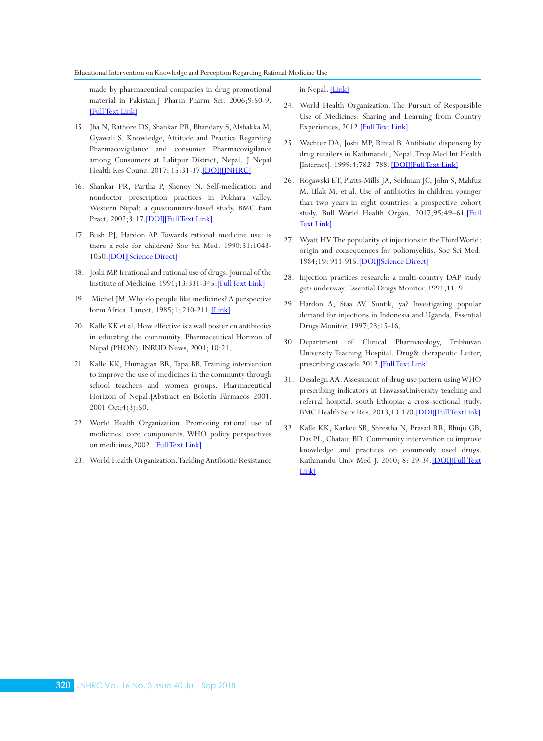made by pharmaceutical companies in drug promotional material in Pakistan. J Pharm Pharm Sci. 2006;9:50-9. [Full Text Link]

15. Jha N, Rathore DS, Shankar PR, Bhandary S, Alshakka M, Gyawali S. Knowledge, Attitude and Practice Regarding Pharmacovigilance and consumer Pharmacovigilance among Consumers at Lalitpur District, Nepal. J Nepal Health Res Counc. 2017; 15:31-37.[DOI][JNHRC]

16. Shankar PR, Partha P, Shenoy N. Self-medication and nondoctor prescription practices in Pokhara valley, Western Nepal: a questionnaire-based study. BMC Fam Pract. 2002;3:17.[DOI][Full Text Link]

17. Bush PJ, Hardon AP. Towards rational medicine use: is there a role for children? Soc Sci Med. 1990;31:1043-1050.[DOI][Science Direct]

18. Joshi MP. Irrational and rational use of drugs. Journal of the Institute of Medicine. 1991;13:331-345.[Full Text Link]

19. Michel JM. Why do people like medicines? A perspective form Africa. Lancet. 1985;1: 210-211.[Link]

20. Kafle KK et al. How effective is a wall poster on antibiotics in educating the community. Pharmaceutical Horizon of Nepal (PHON). INRUD News, 2001; 10:21.

21. Kafle KK, Humagian BR, Tapa BB. Training intervention to improve the use of medicines in the community through school teachers and women groups. Pharmaceutical Horizon of Nepal.[Abstract en Boletín Fármacos 2001. 2001 Oct;4(3):50.

22. World Health Organization. Promoting rational use of medicines: core components. WHO policy perspectives on medicines,2002 .[Full Text Link]

23. World Health Organization. Tackling Antibiotic Resistance in Nepal. [Link]

24. World Health Organization. The Pursuit of Responsible Use of Medicines: Sharing and Learning from Country Experiences, 2012.[Full Text Link]

25. Wachter DA, Joshi MP, Rimal B. Antibiotic dispensing by drug retailers in Kathmandu, Nepal. Trop Med Int Health [Internet]. 1999;4:782–788. [DOI][Full Text Link]

26. Rogawski ET, Platts-Mills JA, Seidman JC, John S, Mahfuz M, Ulak M, et al. Use of antibiotics in children younger than two years in eight countries: a prospective cohort study. Bull World Health Organ. 2017;95:49–61.[Full Text Link]

27. Wyatt HV. The popularity of injections in the Third World: origin and consequences for poliomyelitis. Soc Sci Med. 1984;19: 911-915.[DOI][Science Direct]

28. Injection practices research: a multi-country DAP study gets underway. Essential Drugs Monitor. 1991;11: 9.

29. Hardon A, Staa AV. Suntik, ya? Investigating popular demand for injections in Indonesia and Uganda. Essential Drugs Monitor. 1997;23:15-16.

30. Department of Clinical Pharmacology, Tribhuvan University Teaching Hospital. Drug& therapeutic Letter, prescribing cascade 2012.[Full Text Link]

31. Desalegn AA. Assessment of drug use pattern using WHO prescribing indicators at HawassaUniversity teaching and referral hospital, south Ethiopia: a cross-sectional study. BMC Health Serv Res. 2013;13:170.[DOI][Full TextLink]

32. Kafle KK, Karkee SB, Shrestha N, Prasad RR, Bhuju GB, Das PL, Chataut BD. Community intervention to improve knowledge and practices on commonly used drugs. Kathmandu Univ Med J. 2010; 8: 29-34.[DOI][Full Text Link]